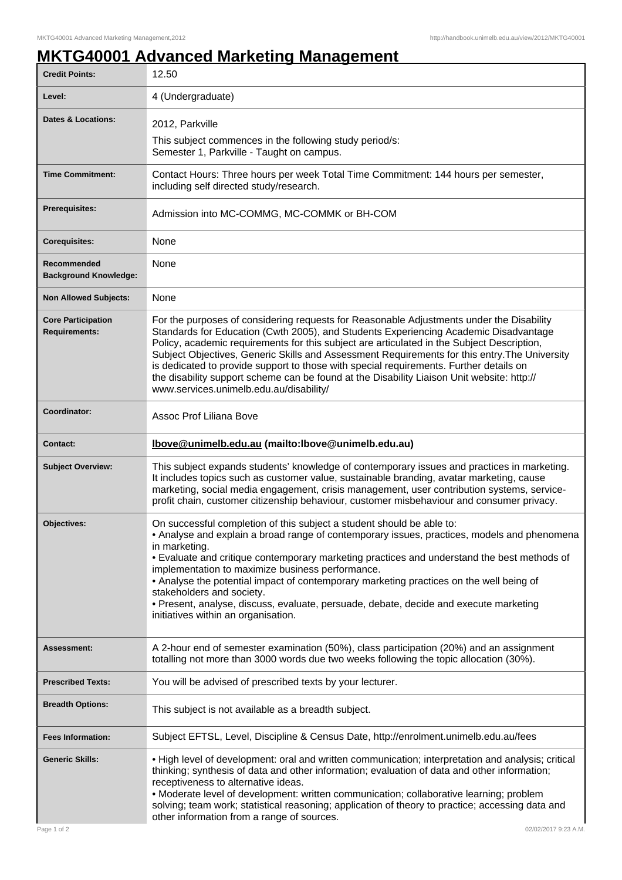# MKTG40001 Advanced Marketing Management

| | |
|---|---|
| **Credit Points:** | 12.50 |
| **Level:** | 4 (Undergraduate) |
| **Dates & Locations:** | 2012, Parkville<br>This subject commences in the following study period/s:<br>Semester 1, Parkville - Taught on campus. |
| **Time Commitment:** | Contact Hours: Three hours per week Total Time Commitment: 144 hours per semester, including self directed study/research. |
| **Prerequisites:** | Admission into MC-COMMG, MC-COMMK or BH-COM |
| **Corequisites:** | None |
| **Recommended Background Knowledge:** | None |
| **Non Allowed Subjects:** | None |
| **Core Participation Requirements:** | For the purposes of considering requests for Reasonable Adjustments under the Disability Standards for Education (Cwth 2005), and Students Experiencing Academic Disadvantage Policy, academic requirements for this subject are articulated in the Subject Description, Subject Objectives, Generic Skills and Assessment Requirements for this entry.The University is dedicated to provide support to those with special requirements. Further details on the disability support scheme can be found at the Disability Liaison Unit website: http://www.services.unimelb.edu.au/disability/ |
| **Coordinator:** | Assoc Prof Liliana Bove |
| **Contact:** | **lbove@unimelb.edu.au (mailto:lbove@unimelb.edu.au)** |
| **Subject Overview:** | This subject expands students' knowledge of contemporary issues and practices in marketing. It includes topics such as customer value, sustainable branding, avatar marketing, cause marketing, social media engagement, crisis management, user contribution systems, service-profit chain, customer citizenship behaviour, customer misbehaviour and consumer privacy. |
| **Objectives:** | On successful completion of this subject a student should be able to:<br>• Analyse and explain a broad range of contemporary issues, practices, models and phenomena in marketing.<br>• Evaluate and critique contemporary marketing practices and understand the best methods of implementation to maximize business performance.<br>• Analyse the potential impact of contemporary marketing practices on the well being of stakeholders and society.<br>• Present, analyse, discuss, evaluate, persuade, debate, decide and execute marketing initiatives within an organisation. |
| **Assessment:** | A 2-hour end of semester examination (50%), class participation (20%) and an assignment totalling not more than 3000 words due two weeks following the topic allocation (30%). |
| **Prescribed Texts:** | You will be advised of prescribed texts by your lecturer. |
| **Breadth Options:** | This subject is not available as a breadth subject. |
| **Fees Information:** | Subject EFTSL, Level, Discipline & Census Date, http://enrolment.unimelb.edu.au/fees |
| **Generic Skills:** | • High level of development: oral and written communication; interpretation and analysis; critical thinking; synthesis of data and other information; evaluation of data and other information; receptiveness to alternative ideas.<br>• Moderate level of development: written communication; collaborative learning; problem solving; team work; statistical reasoning; application of theory to practice; accessing data and other information from a range of sources. |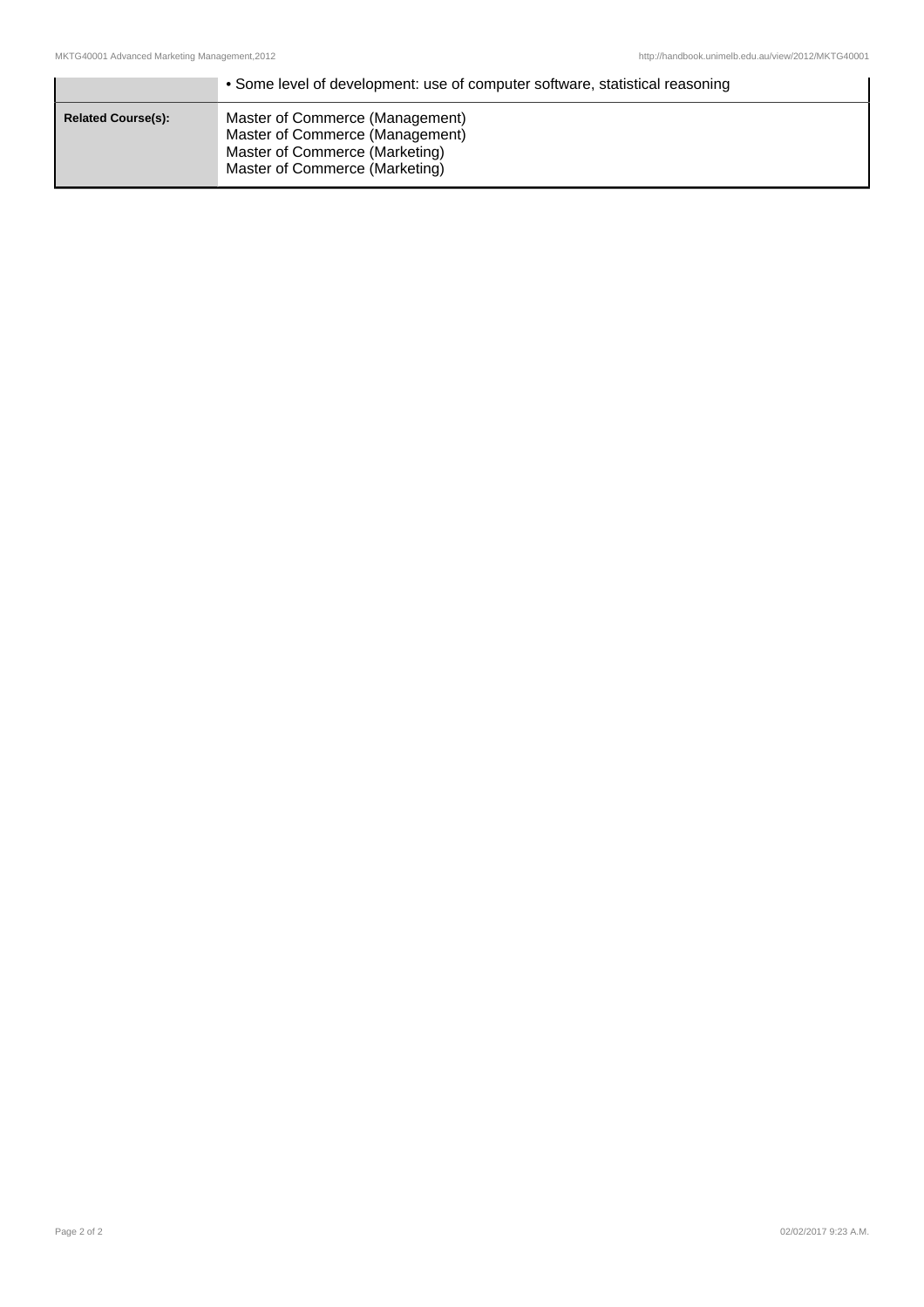| | |
|---|---|
| | • Some level of development: use of computer software, statistical reasoning |
| **Related Course(s):** | Master of Commerce (Management)<br>Master of Commerce (Management)<br>Master of Commerce (Marketing)<br>Master of Commerce (Marketing) |